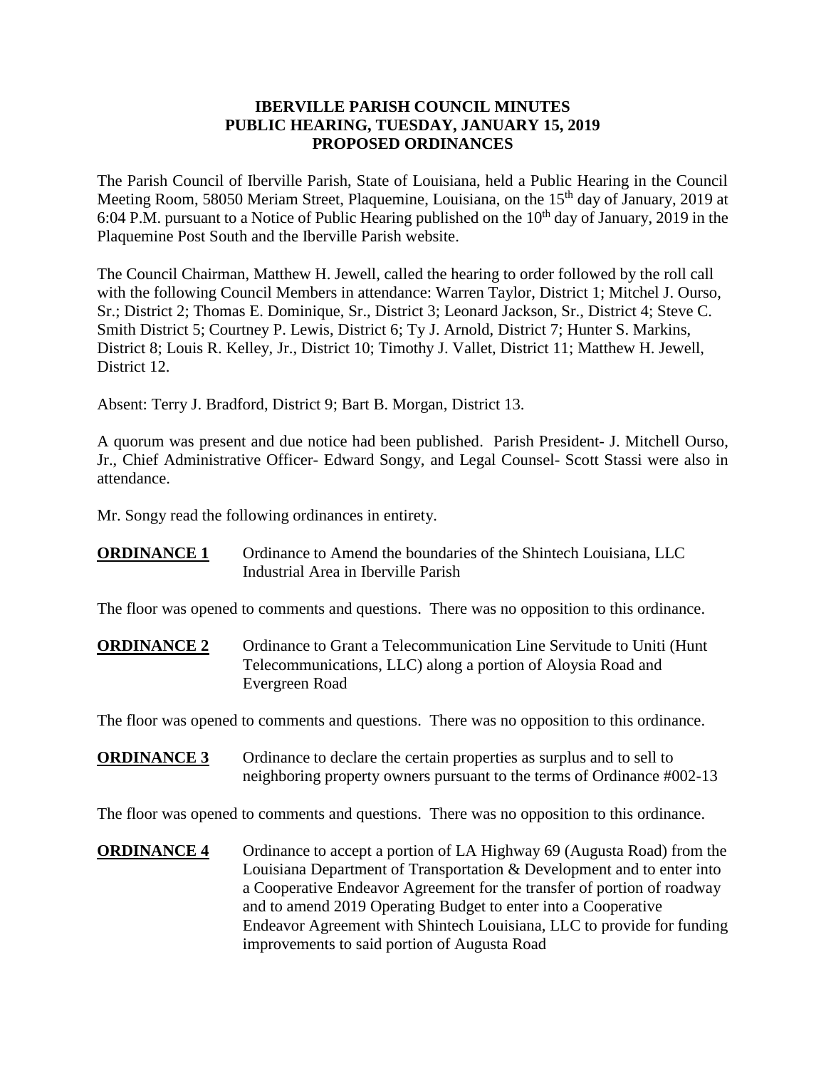# IBERVILLE PARISH COUNCIL MINUTES
## PUBLIC HEARING, TUESDAY, JANUARY 15, 2019
## PROPOSED ORDINANCES

The Parish Council of Iberville Parish, State of Louisiana, held a Public Hearing in the Council Meeting Room, 58050 Meriam Street, Plaquemine, Louisiana, on the 15th day of January, 2019 at 6:04 P.M. pursuant to a Notice of Public Hearing published on the 10th day of January, 2019 in the Plaquemine Post South and the Iberville Parish website.

The Council Chairman, Matthew H. Jewell, called the hearing to order followed by the roll call with the following Council Members in attendance: Warren Taylor, District 1; Mitchel J. Ourso, Sr.; District 2; Thomas E. Dominique, Sr., District 3; Leonard Jackson, Sr., District 4; Steve C. Smith District 5; Courtney P. Lewis, District 6; Ty J. Arnold, District 7; Hunter S. Markins, District 8; Louis R. Kelley, Jr., District 10; Timothy J. Vallet, District 11; Matthew H. Jewell, District 12.

Absent: Terry J. Bradford, District 9; Bart B. Morgan, District 13.

A quorum was present and due notice had been published. Parish President- J. Mitchell Ourso, Jr., Chief Administrative Officer- Edward Songy, and Legal Counsel- Scott Stassi were also in attendance.

Mr. Songy read the following ordinances in entirety.

**ORDINANCE 1** Ordinance to Amend the boundaries of the Shintech Louisiana, LLC Industrial Area in Iberville Parish

The floor was opened to comments and questions. There was no opposition to this ordinance.

**ORDINANCE 2** Ordinance to Grant a Telecommunication Line Servitude to Uniti (Hunt Telecommunications, LLC) along a portion of Aloysia Road and Evergreen Road

The floor was opened to comments and questions. There was no opposition to this ordinance.

**ORDINANCE 3** Ordinance to declare the certain properties as surplus and to sell to neighboring property owners pursuant to the terms of Ordinance #002-13

The floor was opened to comments and questions. There was no opposition to this ordinance.

**ORDINANCE 4** Ordinance to accept a portion of LA Highway 69 (Augusta Road) from the Louisiana Department of Transportation & Development and to enter into a Cooperative Endeavor Agreement for the transfer of portion of roadway and to amend 2019 Operating Budget to enter into a Cooperative Endeavor Agreement with Shintech Louisiana, LLC to provide for funding improvements to said portion of Augusta Road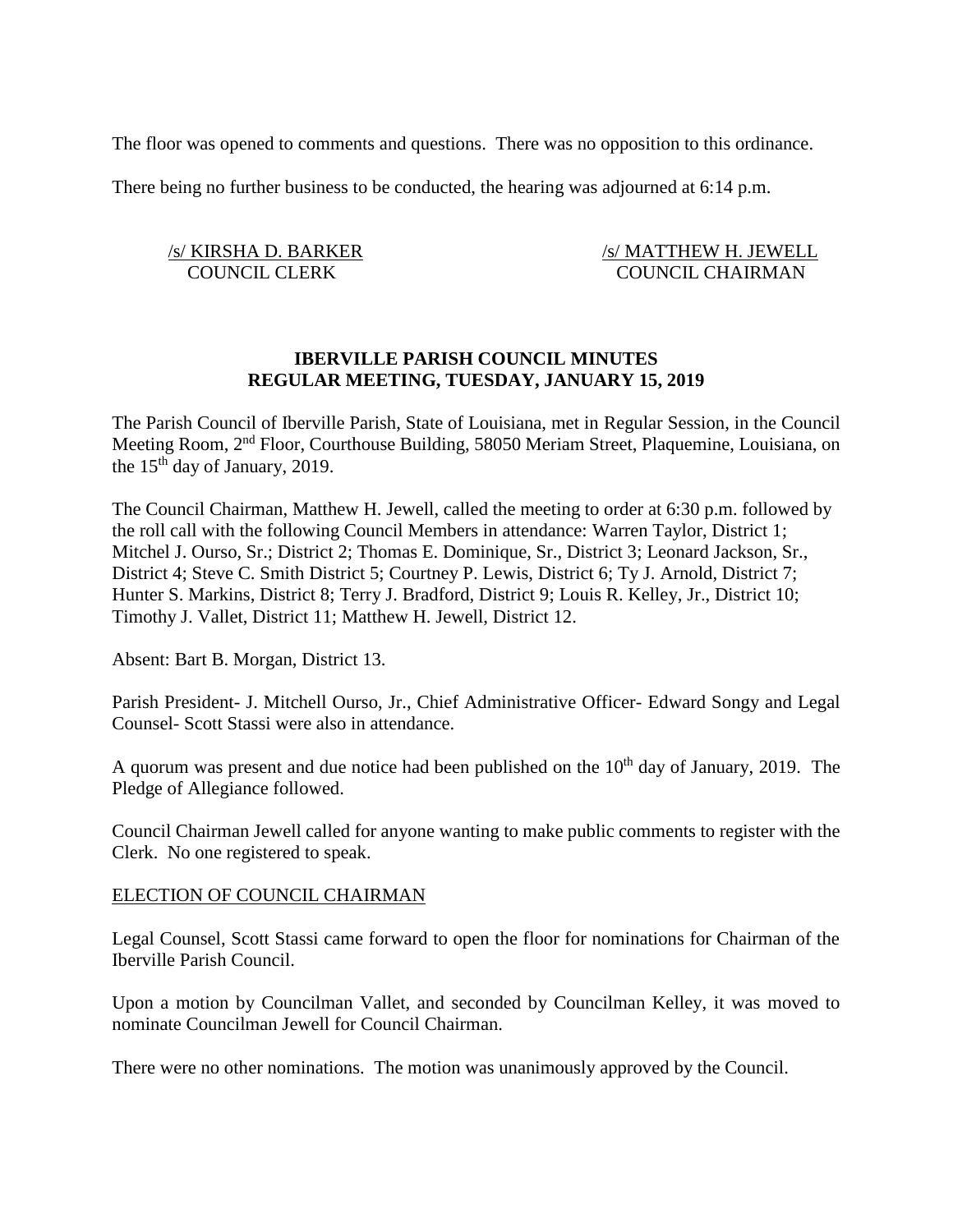The floor was opened to comments and questions. There was no opposition to this ordinance.

There being no further business to be conducted, the hearing was adjourned at 6:14 p.m.

/s/ KIRSHA D. BARKER  
COUNCIL CLERK

/s/ MATTHEW H. JEWELL  
COUNCIL CHAIRMAN

**IBERVILLE PARISH COUNCIL MINUTES**
**REGULAR MEETING, TUESDAY, JANUARY 15, 2019**

The Parish Council of Iberville Parish, State of Louisiana, met in Regular Session, in the Council Meeting Room, 2nd Floor, Courthouse Building, 58050 Meriam Street, Plaquemine, Louisiana, on the 15th day of January, 2019.

The Council Chairman, Matthew H. Jewell, called the meeting to order at 6:30 p.m. followed by the roll call with the following Council Members in attendance: Warren Taylor, District 1; Mitchel J. Ourso, Sr.; District 2; Thomas E. Dominique, Sr., District 3; Leonard Jackson, Sr., District 4; Steve C. Smith District 5; Courtney P. Lewis, District 6; Ty J. Arnold, District 7; Hunter S. Markins, District 8; Terry J. Bradford, District 9; Louis R. Kelley, Jr., District 10; Timothy J. Vallet, District 11; Matthew H. Jewell, District 12.

Absent: Bart B. Morgan, District 13.

Parish President- J. Mitchell Ourso, Jr., Chief Administrative Officer- Edward Songy and Legal Counsel- Scott Stassi were also in attendance.

A quorum was present and due notice had been published on the 10th day of January, 2019. The Pledge of Allegiance followed.

Council Chairman Jewell called for anyone wanting to make public comments to register with the Clerk. No one registered to speak.

ELECTION OF COUNCIL CHAIRMAN

Legal Counsel, Scott Stassi came forward to open the floor for nominations for Chairman of the Iberville Parish Council.

Upon a motion by Councilman Vallet, and seconded by Councilman Kelley, it was moved to nominate Councilman Jewell for Council Chairman.

There were no other nominations. The motion was unanimously approved by the Council.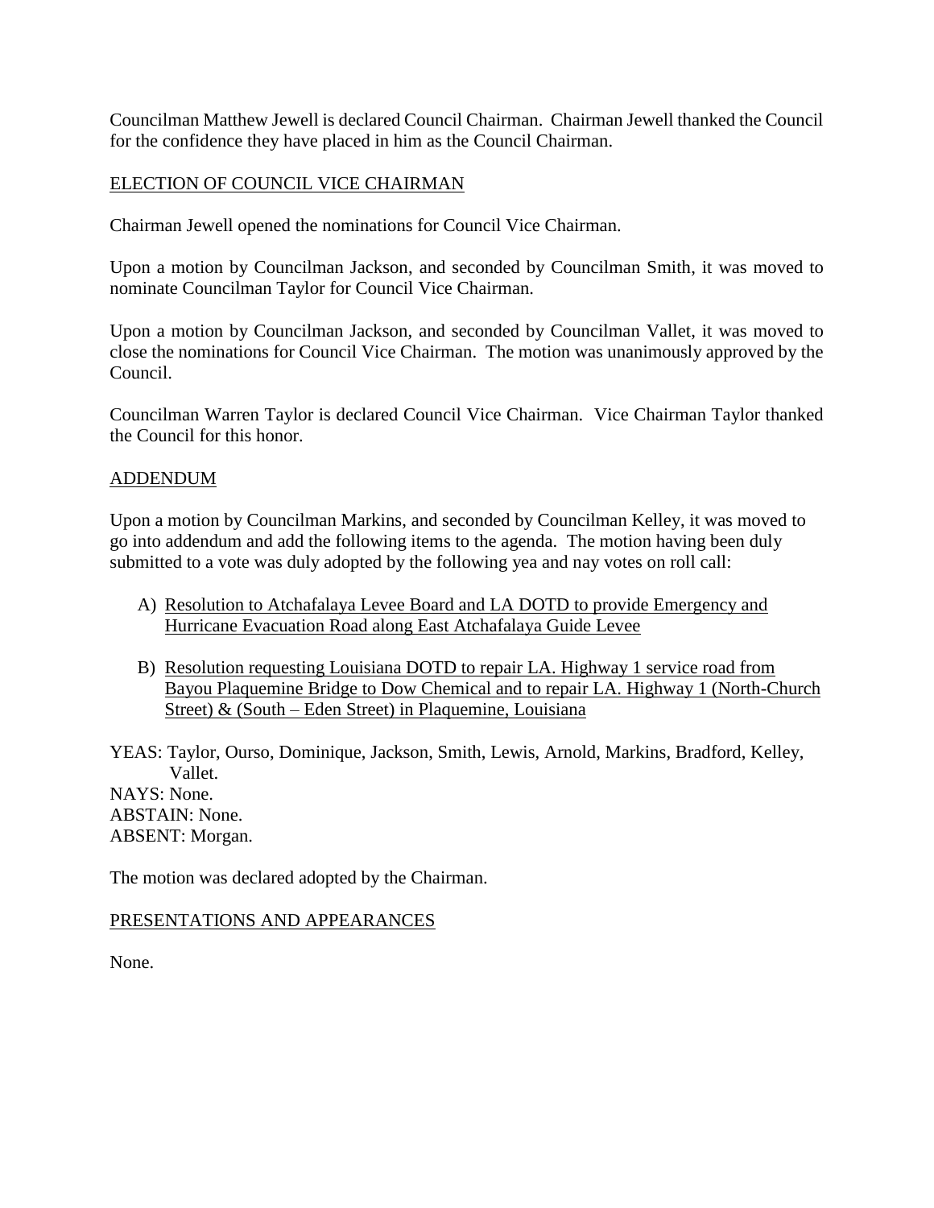Councilman Matthew Jewell is declared Council Chairman. Chairman Jewell thanked the Council for the confidence they have placed in him as the Council Chairman.

## ELECTION OF COUNCIL VICE CHAIRMAN

Chairman Jewell opened the nominations for Council Vice Chairman.

Upon a motion by Councilman Jackson, and seconded by Councilman Smith, it was moved to nominate Councilman Taylor for Council Vice Chairman.

Upon a motion by Councilman Jackson, and seconded by Councilman Vallet, it was moved to close the nominations for Council Vice Chairman. The motion was unanimously approved by the Council.

Councilman Warren Taylor is declared Council Vice Chairman. Vice Chairman Taylor thanked the Council for this honor.

## ADDENDUM

Upon a motion by Councilman Markins, and seconded by Councilman Kelley, it was moved to go into addendum and add the following items to the agenda. The motion having been duly submitted to a vote was duly adopted by the following yea and nay votes on roll call:

A) Resolution to Atchafalaya Levee Board and LA DOTD to provide Emergency and Hurricane Evacuation Road along East Atchafalaya Guide Levee

B) Resolution requesting Louisiana DOTD to repair LA. Highway 1 service road from Bayou Plaquemine Bridge to Dow Chemical and to repair LA. Highway 1 (North-Church Street) & (South – Eden Street) in Plaquemine, Louisiana

YEAS: Taylor, Ourso, Dominique, Jackson, Smith, Lewis, Arnold, Markins, Bradford, Kelley, Vallet.
NAYS: None.
ABSTAIN: None.
ABSENT: Morgan.

The motion was declared adopted by the Chairman.

## PRESENTATIONS AND APPEARANCES

None.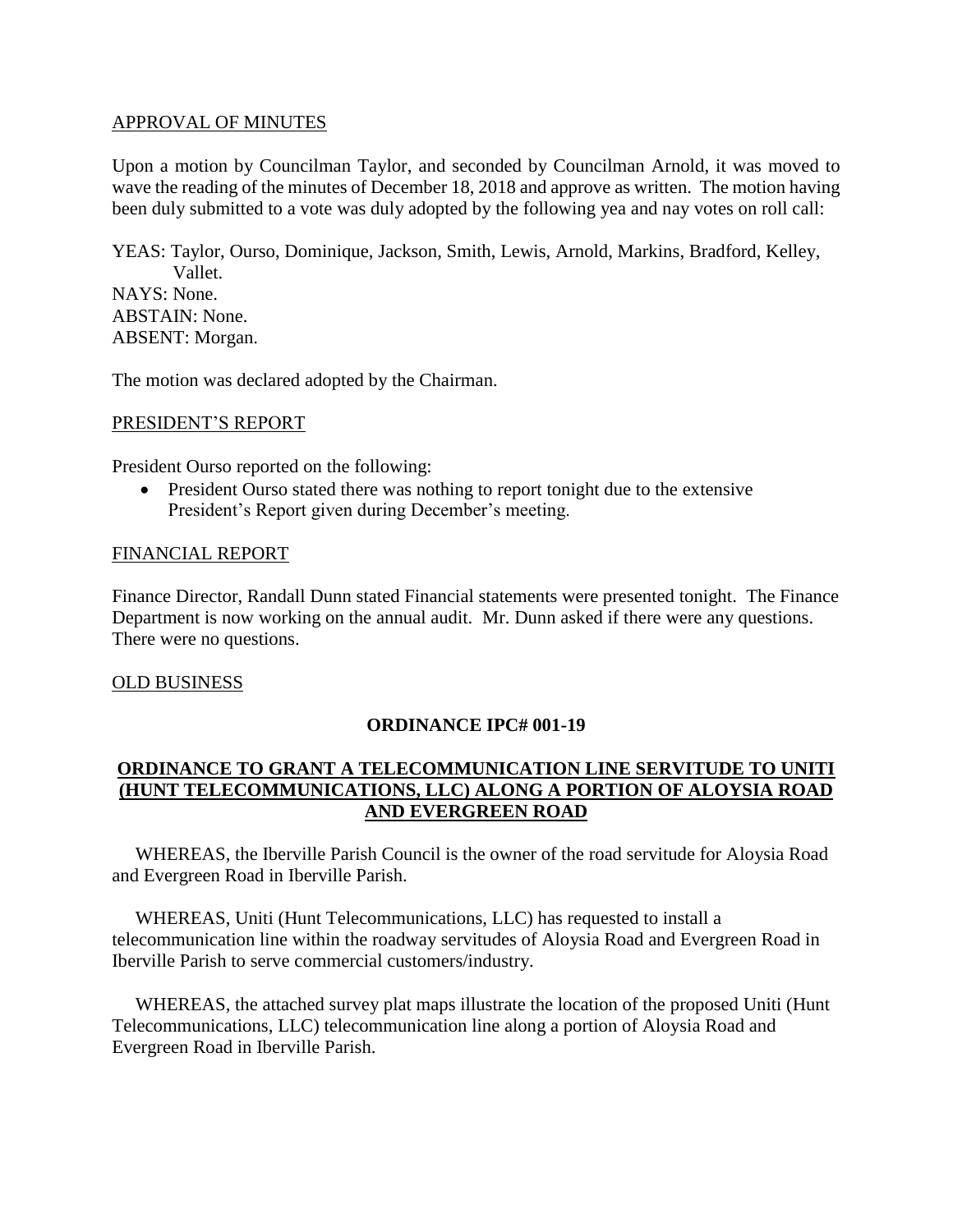APPROVAL OF MINUTES

Upon a motion by Councilman Taylor, and seconded by Councilman Arnold, it was moved to wave the reading of the minutes of December 18, 2018 and approve as written. The motion having been duly submitted to a vote was duly adopted by the following yea and nay votes on roll call:

YEAS: Taylor, Ourso, Dominique, Jackson, Smith, Lewis, Arnold, Markins, Bradford, Kelley, Vallet.
NAYS: None.
ABSTAIN: None.
ABSENT: Morgan.

The motion was declared adopted by the Chairman.

PRESIDENT'S REPORT

President Ourso reported on the following:

- President Ourso stated there was nothing to report tonight due to the extensive President's Report given during December's meeting.

FINANCIAL REPORT

Finance Director, Randall Dunn stated Financial statements were presented tonight. The Finance Department is now working on the annual audit. Mr. Dunn asked if there were any questions. There were no questions.

OLD BUSINESS

**ORDINANCE IPC# 001-19**

**ORDINANCE TO GRANT A TELECOMMUNICATION LINE SERVITUDE TO UNITI (HUNT TELECOMMUNICATIONS, LLC) ALONG A PORTION OF ALOYSIA ROAD AND EVERGREEN ROAD**

WHEREAS, the Iberville Parish Council is the owner of the road servitude for Aloysia Road and Evergreen Road in Iberville Parish.

WHEREAS, Uniti (Hunt Telecommunications, LLC) has requested to install a telecommunication line within the roadway servitudes of Aloysia Road and Evergreen Road in Iberville Parish to serve commercial customers/industry.

WHEREAS, the attached survey plat maps illustrate the location of the proposed Uniti (Hunt Telecommunications, LLC) telecommunication line along a portion of Aloysia Road and Evergreen Road in Iberville Parish.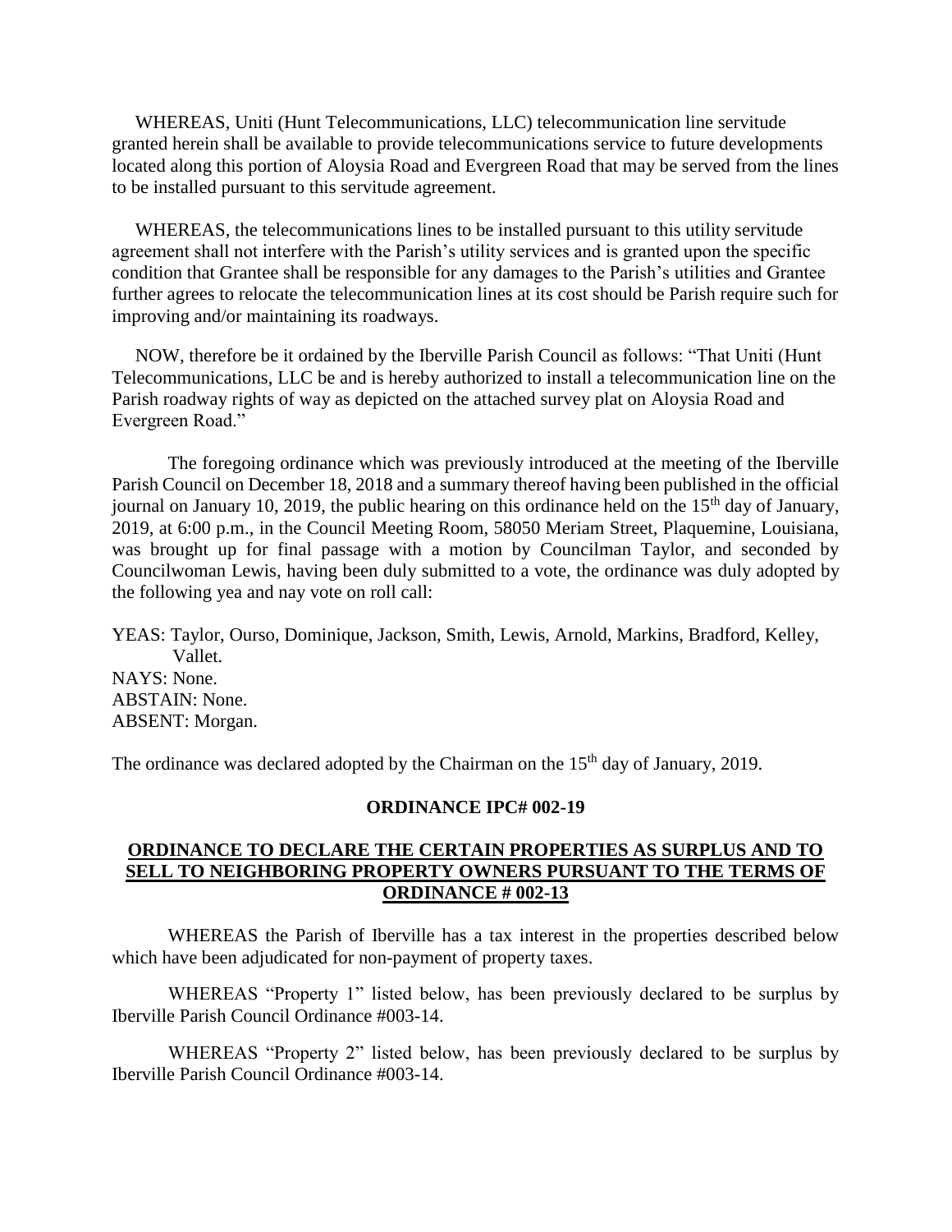WHEREAS, Uniti (Hunt Telecommunications, LLC) telecommunication line servitude granted herein shall be available to provide telecommunications service to future developments located along this portion of Aloysia Road and Evergreen Road that may be served from the lines to be installed pursuant to this servitude agreement.

WHEREAS, the telecommunications lines to be installed pursuant to this utility servitude agreement shall not interfere with the Parish's utility services and is granted upon the specific condition that Grantee shall be responsible for any damages to the Parish's utilities and Grantee further agrees to relocate the telecommunication lines at its cost should be Parish require such for improving and/or maintaining its roadways.

NOW, therefore be it ordained by the Iberville Parish Council as follows: "That Uniti (Hunt Telecommunications, LLC be and is hereby authorized to install a telecommunication line on the Parish roadway rights of way as depicted on the attached survey plat on Aloysia Road and Evergreen Road."

The foregoing ordinance which was previously introduced at the meeting of the Iberville Parish Council on December 18, 2018 and a summary thereof having been published in the official journal on January 10, 2019, the public hearing on this ordinance held on the 15th day of January, 2019, at 6:00 p.m., in the Council Meeting Room, 58050 Meriam Street, Plaquemine, Louisiana, was brought up for final passage with a motion by Councilman Taylor, and seconded by Councilwoman Lewis, having been duly submitted to a vote, the ordinance was duly adopted by the following yea and nay vote on roll call:

YEAS: Taylor, Ourso, Dominique, Jackson, Smith, Lewis, Arnold, Markins, Bradford, Kelley, Vallet.
NAYS: None.
ABSTAIN: None.
ABSENT: Morgan.

The ordinance was declared adopted by the Chairman on the 15th day of January, 2019.

**ORDINANCE IPC# 002-19**

**ORDINANCE TO DECLARE THE CERTAIN PROPERTIES AS SURPLUS AND TO SELL TO NEIGHBORING PROPERTY OWNERS PURSUANT TO THE TERMS OF ORDINANCE # 002-13**

WHEREAS the Parish of Iberville has a tax interest in the properties described below which have been adjudicated for non-payment of property taxes.

WHEREAS "Property 1" listed below, has been previously declared to be surplus by Iberville Parish Council Ordinance #003-14.

WHEREAS "Property 2" listed below, has been previously declared to be surplus by Iberville Parish Council Ordinance #003-14.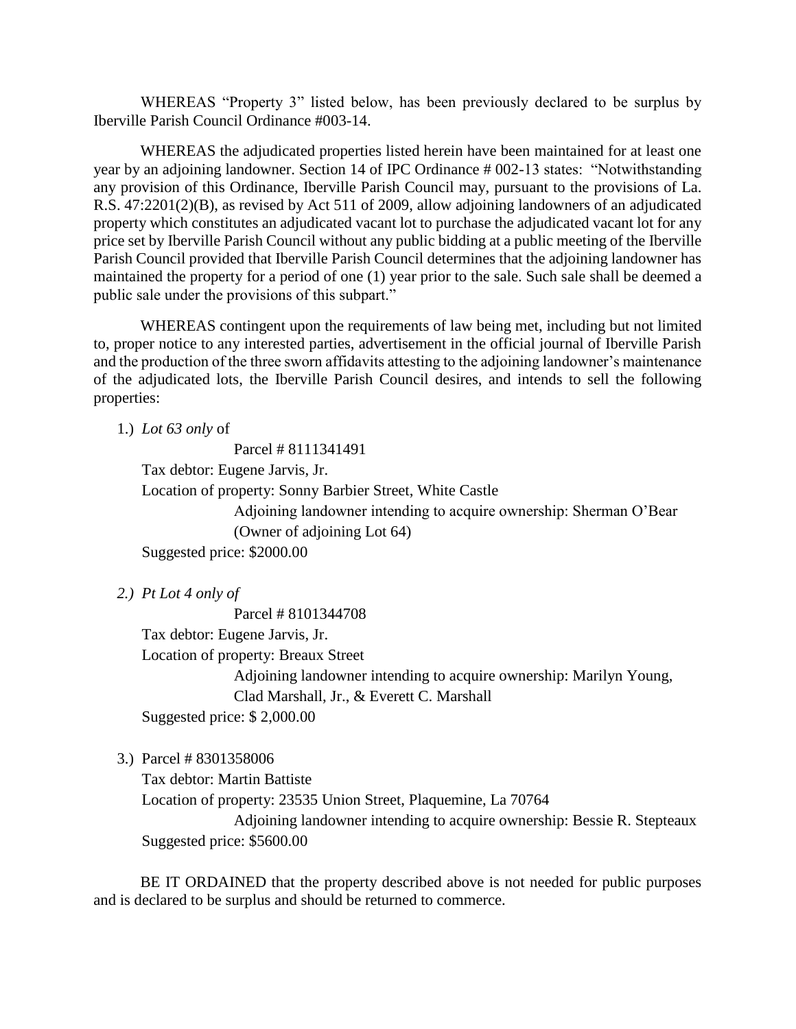WHEREAS "Property 3" listed below, has been previously declared to be surplus by Iberville Parish Council Ordinance #003-14.

WHEREAS the adjudicated properties listed herein have been maintained for at least one year by an adjoining landowner. Section 14 of IPC Ordinance # 002-13 states: "Notwithstanding any provision of this Ordinance, Iberville Parish Council may, pursuant to the provisions of La. R.S. 47:2201(2)(B), as revised by Act 511 of 2009, allow adjoining landowners of an adjudicated property which constitutes an adjudicated vacant lot to purchase the adjudicated vacant lot for any price set by Iberville Parish Council without any public bidding at a public meeting of the Iberville Parish Council provided that Iberville Parish Council determines that the adjoining landowner has maintained the property for a period of one (1) year prior to the sale. Such sale shall be deemed a public sale under the provisions of this subpart."

WHEREAS contingent upon the requirements of law being met, including but not limited to, proper notice to any interested parties, advertisement in the official journal of Iberville Parish and the production of the three sworn affidavits attesting to the adjoining landowner's maintenance of the adjudicated lots, the Iberville Parish Council desires, and intends to sell the following properties:

1.) *Lot 63 only* of

Parcel # 8111341491

Tax debtor: Eugene Jarvis, Jr.

Location of property: Sonny Barbier Street, White Castle

Adjoining landowner intending to acquire ownership: Sherman O'Bear (Owner of adjoining Lot 64)

Suggested price: $2000.00

*2.) Pt Lot 4 only of*

Parcel # 8101344708

Tax debtor: Eugene Jarvis, Jr.

Location of property: Breaux Street

Adjoining landowner intending to acquire ownership: Marilyn Young, Clad Marshall, Jr., & Everett C. Marshall

Suggested price: $ 2,000.00

3.) Parcel # 8301358006

Tax debtor: Martin Battiste

Location of property: 23535 Union Street, Plaquemine, La 70764

Adjoining landowner intending to acquire ownership: Bessie R. Stepteaux

Suggested price: $5600.00

BE IT ORDAINED that the property described above is not needed for public purposes and is declared to be surplus and should be returned to commerce.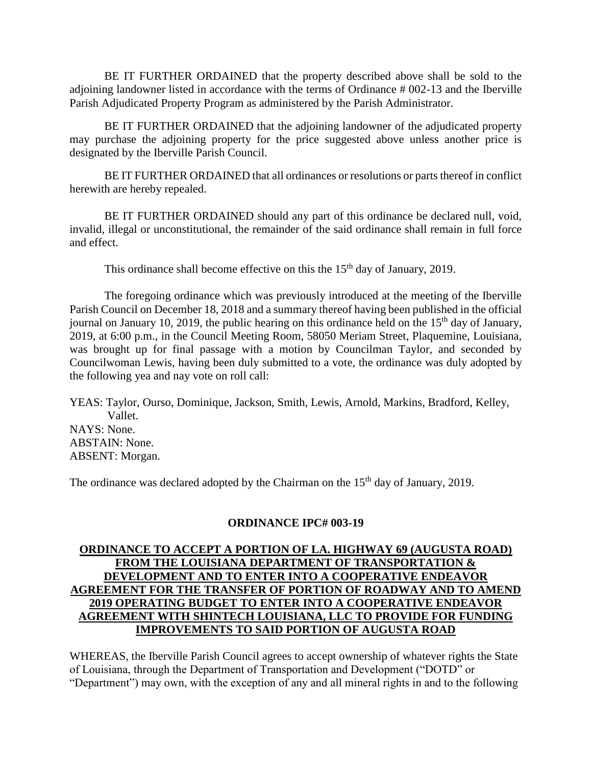BE IT FURTHER ORDAINED that the property described above shall be sold to the adjoining landowner listed in accordance with the terms of Ordinance # 002-13 and the Iberville Parish Adjudicated Property Program as administered by the Parish Administrator.

BE IT FURTHER ORDAINED that the adjoining landowner of the adjudicated property may purchase the adjoining property for the price suggested above unless another price is designated by the Iberville Parish Council.

BE IT FURTHER ORDAINED that all ordinances or resolutions or parts thereof in conflict herewith are hereby repealed.

BE IT FURTHER ORDAINED should any part of this ordinance be declared null, void, invalid, illegal or unconstitutional, the remainder of the said ordinance shall remain in full force and effect.

This ordinance shall become effective on this the 15th day of January, 2019.

The foregoing ordinance which was previously introduced at the meeting of the Iberville Parish Council on December 18, 2018 and a summary thereof having been published in the official journal on January 10, 2019, the public hearing on this ordinance held on the 15th day of January, 2019, at 6:00 p.m., in the Council Meeting Room, 58050 Meriam Street, Plaquemine, Louisiana, was brought up for final passage with a motion by Councilman Taylor, and seconded by Councilwoman Lewis, having been duly submitted to a vote, the ordinance was duly adopted by the following yea and nay vote on roll call:

YEAS: Taylor, Ourso, Dominique, Jackson, Smith, Lewis, Arnold, Markins, Bradford, Kelley, Vallet.
NAYS: None.
ABSTAIN: None.
ABSENT: Morgan.

The ordinance was declared adopted by the Chairman on the 15th day of January, 2019.

## ORDINANCE IPC# 003-19

**ORDINANCE TO ACCEPT A PORTION OF LA. HIGHWAY 69 (AUGUSTA ROAD) FROM THE LOUISIANA DEPARTMENT OF TRANSPORTATION & DEVELOPMENT AND TO ENTER INTO A COOPERATIVE ENDEAVOR AGREEMENT FOR THE TRANSFER OF PORTION OF ROADWAY AND TO AMEND 2019 OPERATING BUDGET TO ENTER INTO A COOPERATIVE ENDEAVOR AGREEMENT WITH SHINTECH LOUISIANA, LLC TO PROVIDE FOR FUNDING IMPROVEMENTS TO SAID PORTION OF AUGUSTA ROAD**

WHEREAS, the Iberville Parish Council agrees to accept ownership of whatever rights the State of Louisiana, through the Department of Transportation and Development ("DOTD" or "Department") may own, with the exception of any and all mineral rights in and to the following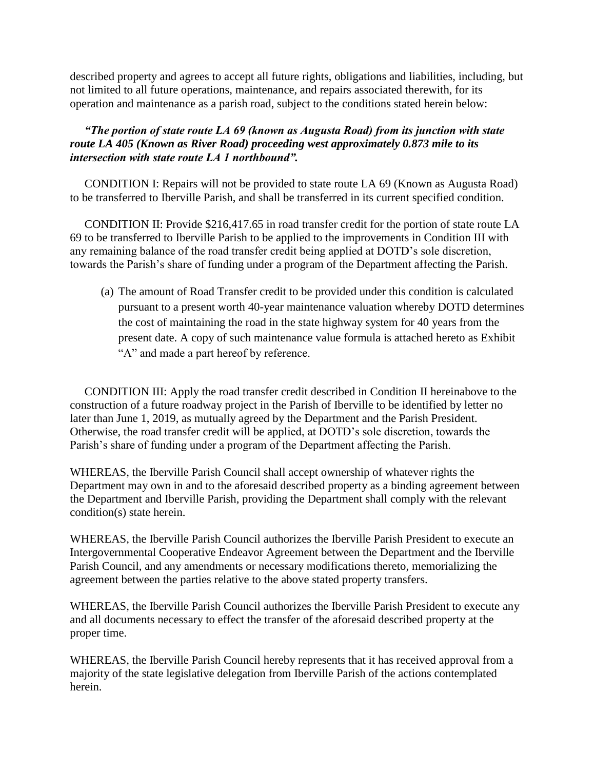described property and agrees to accept all future rights, obligations and liabilities, including, but not limited to all future operations, maintenance, and repairs associated therewith, for its operation and maintenance as a parish road, subject to the conditions stated herein below:

***"The portion of state route LA 69 (known as Augusta Road) from its junction with state route LA 405 (Known as River Road) proceeding west approximately 0.873 mile to its intersection with state route LA 1 northbound".***

CONDITION I: Repairs will not be provided to state route LA 69 (Known as Augusta Road) to be transferred to Iberville Parish, and shall be transferred in its current specified condition.

CONDITION II: Provide $216,417.65 in road transfer credit for the portion of state route LA 69 to be transferred to Iberville Parish to be applied to the improvements in Condition III with any remaining balance of the road transfer credit being applied at DOTD's sole discretion, towards the Parish's share of funding under a program of the Department affecting the Parish.

(a) The amount of Road Transfer credit to be provided under this condition is calculated pursuant to a present worth 40-year maintenance valuation whereby DOTD determines the cost of maintaining the road in the state highway system for 40 years from the present date. A copy of such maintenance value formula is attached hereto as Exhibit "A" and made a part hereof by reference.

CONDITION III: Apply the road transfer credit described in Condition II hereinabove to the construction of a future roadway project in the Parish of Iberville to be identified by letter no later than June 1, 2019, as mutually agreed by the Department and the Parish President. Otherwise, the road transfer credit will be applied, at DOTD's sole discretion, towards the Parish's share of funding under a program of the Department affecting the Parish.

WHEREAS, the Iberville Parish Council shall accept ownership of whatever rights the Department may own in and to the aforesaid described property as a binding agreement between the Department and Iberville Parish, providing the Department shall comply with the relevant condition(s) state herein.

WHEREAS, the Iberville Parish Council authorizes the Iberville Parish President to execute an Intergovernmental Cooperative Endeavor Agreement between the Department and the Iberville Parish Council, and any amendments or necessary modifications thereto, memorializing the agreement between the parties relative to the above stated property transfers.

WHEREAS, the Iberville Parish Council authorizes the Iberville Parish President to execute any and all documents necessary to effect the transfer of the aforesaid described property at the proper time.

WHEREAS, the Iberville Parish Council hereby represents that it has received approval from a majority of the state legislative delegation from Iberville Parish of the actions contemplated herein.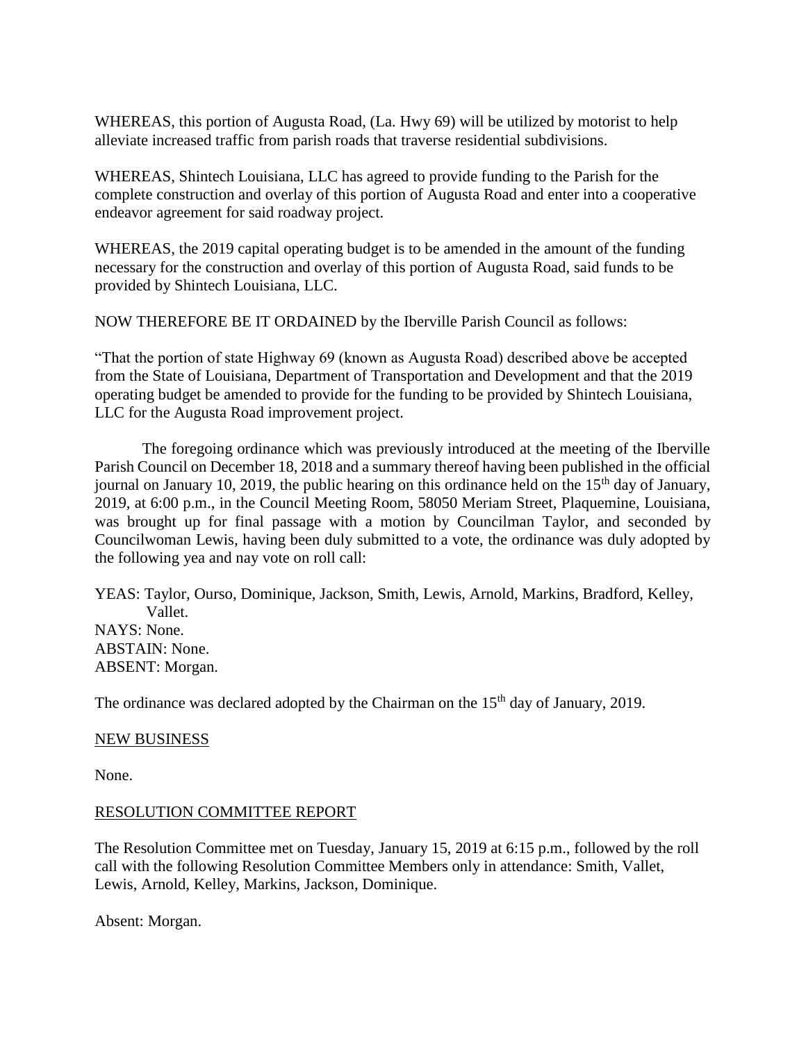WHEREAS, this portion of Augusta Road, (La. Hwy 69) will be utilized by motorist to help alleviate increased traffic from parish roads that traverse residential subdivisions.

WHEREAS, Shintech Louisiana, LLC has agreed to provide funding to the Parish for the complete construction and overlay of this portion of Augusta Road and enter into a cooperative endeavor agreement for said roadway project.

WHEREAS, the 2019 capital operating budget is to be amended in the amount of the funding necessary for the construction and overlay of this portion of Augusta Road, said funds to be provided by Shintech Louisiana, LLC.

NOW THEREFORE BE IT ORDAINED by the Iberville Parish Council as follows:

"That the portion of state Highway 69 (known as Augusta Road) described above be accepted from the State of Louisiana, Department of Transportation and Development and that the 2019 operating budget be amended to provide for the funding to be provided by Shintech Louisiana, LLC for the Augusta Road improvement project.

The foregoing ordinance which was previously introduced at the meeting of the Iberville Parish Council on December 18, 2018 and a summary thereof having been published in the official journal on January 10, 2019, the public hearing on this ordinance held on the 15th day of January, 2019, at 6:00 p.m., in the Council Meeting Room, 58050 Meriam Street, Plaquemine, Louisiana, was brought up for final passage with a motion by Councilman Taylor, and seconded by Councilwoman Lewis, having been duly submitted to a vote, the ordinance was duly adopted by the following yea and nay vote on roll call:

YEAS: Taylor, Ourso, Dominique, Jackson, Smith, Lewis, Arnold, Markins, Bradford, Kelley, Vallet.
NAYS: None.
ABSTAIN: None.
ABSENT: Morgan.

The ordinance was declared adopted by the Chairman on the 15th day of January, 2019.

NEW BUSINESS

None.

RESOLUTION COMMITTEE REPORT

The Resolution Committee met on Tuesday, January 15, 2019 at 6:15 p.m., followed by the roll call with the following Resolution Committee Members only in attendance: Smith, Vallet, Lewis, Arnold, Kelley, Markins, Jackson, Dominique.

Absent: Morgan.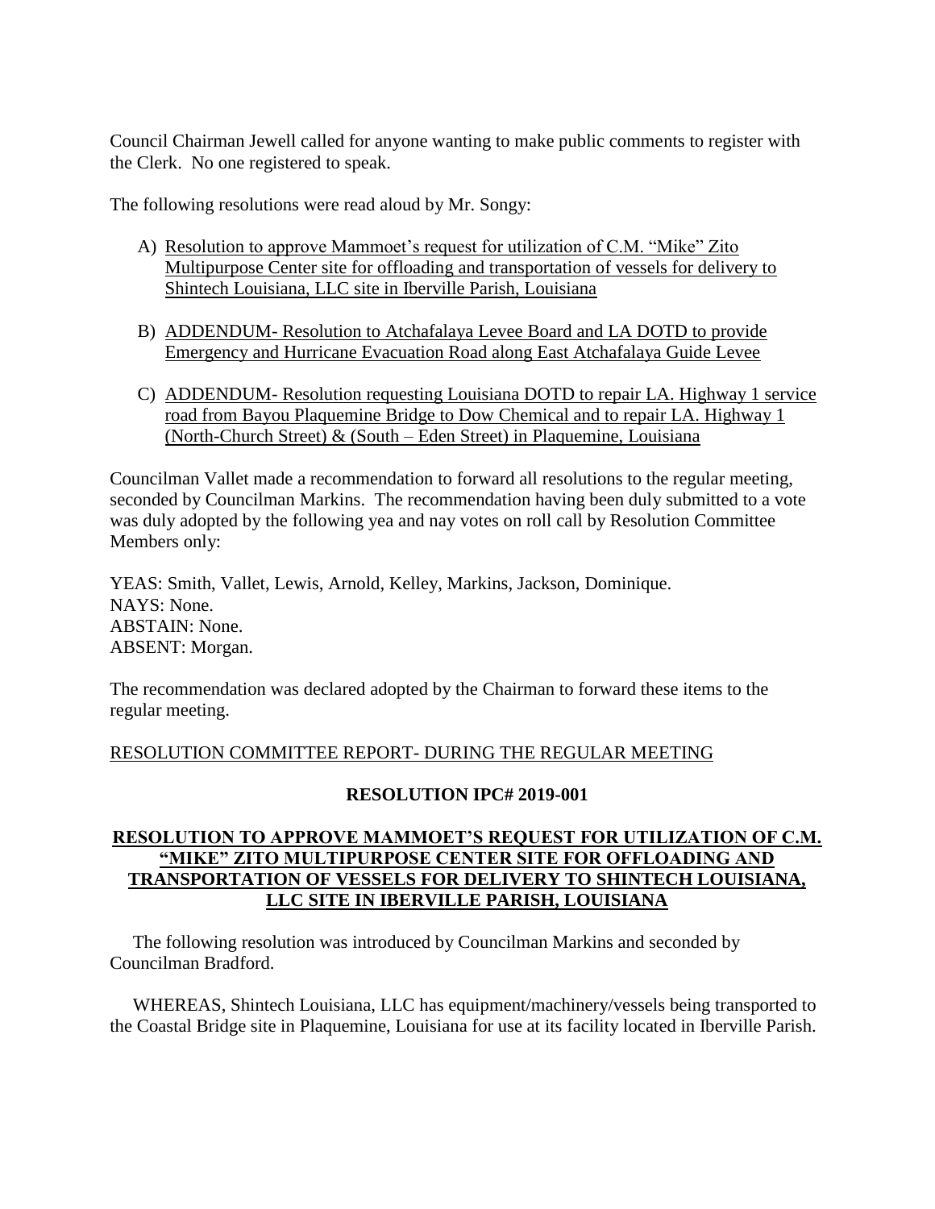Council Chairman Jewell called for anyone wanting to make public comments to register with the Clerk. No one registered to speak.

The following resolutions were read aloud by Mr. Songy:

A) Resolution to approve Mammoet's request for utilization of C.M. "Mike" Zito Multipurpose Center site for offloading and transportation of vessels for delivery to Shintech Louisiana, LLC site in Iberville Parish, Louisiana

B) ADDENDUM- Resolution to Atchafalaya Levee Board and LA DOTD to provide Emergency and Hurricane Evacuation Road along East Atchafalaya Guide Levee

C) ADDENDUM- Resolution requesting Louisiana DOTD to repair LA. Highway 1 service road from Bayou Plaquemine Bridge to Dow Chemical and to repair LA. Highway 1 (North-Church Street) & (South – Eden Street) in Plaquemine, Louisiana

Councilman Vallet made a recommendation to forward all resolutions to the regular meeting, seconded by Councilman Markins. The recommendation having been duly submitted to a vote was duly adopted by the following yea and nay votes on roll call by Resolution Committee Members only:

YEAS: Smith, Vallet, Lewis, Arnold, Kelley, Markins, Jackson, Dominique.
NAYS: None.
ABSTAIN: None.
ABSENT: Morgan.

The recommendation was declared adopted by the Chairman to forward these items to the regular meeting.

RESOLUTION COMMITTEE REPORT- DURING THE REGULAR MEETING

**RESOLUTION IPC# 2019-001**

**RESOLUTION TO APPROVE MAMMOET'S REQUEST FOR UTILIZATION OF C.M. "MIKE" ZITO MULTIPURPOSE CENTER SITE FOR OFFLOADING AND TRANSPORTATION OF VESSELS FOR DELIVERY TO SHINTECH LOUISIANA, LLC SITE IN IBERVILLE PARISH, LOUISIANA**

The following resolution was introduced by Councilman Markins and seconded by Councilman Bradford.

WHEREAS, Shintech Louisiana, LLC has equipment/machinery/vessels being transported to the Coastal Bridge site in Plaquemine, Louisiana for use at its facility located in Iberville Parish.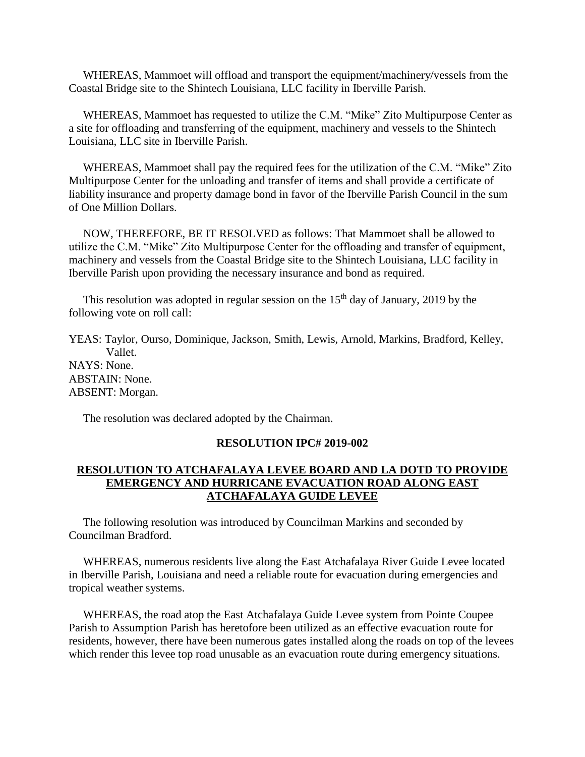WHEREAS, Mammoet will offload and transport the equipment/machinery/vessels from the Coastal Bridge site to the Shintech Louisiana, LLC facility in Iberville Parish.

WHEREAS, Mammoet has requested to utilize the C.M. "Mike" Zito Multipurpose Center as a site for offloading and transferring of the equipment, machinery and vessels to the Shintech Louisiana, LLC site in Iberville Parish.

WHEREAS, Mammoet shall pay the required fees for the utilization of the C.M. "Mike" Zito Multipurpose Center for the unloading and transfer of items and shall provide a certificate of liability insurance and property damage bond in favor of the Iberville Parish Council in the sum of One Million Dollars.

NOW, THEREFORE, BE IT RESOLVED as follows: That Mammoet shall be allowed to utilize the C.M. "Mike" Zito Multipurpose Center for the offloading and transfer of equipment, machinery and vessels from the Coastal Bridge site to the Shintech Louisiana, LLC facility in Iberville Parish upon providing the necessary insurance and bond as required.

This resolution was adopted in regular session on the 15th day of January, 2019 by the following vote on roll call:

YEAS: Taylor, Ourso, Dominique, Jackson, Smith, Lewis, Arnold, Markins, Bradford, Kelley, Vallet.
NAYS: None.
ABSTAIN: None.
ABSENT: Morgan.

The resolution was declared adopted by the Chairman.

**RESOLUTION IPC# 2019-002**

**RESOLUTION TO ATCHAFALAYA LEVEE BOARD AND LA DOTD TO PROVIDE EMERGENCY AND HURRICANE EVACUATION ROAD ALONG EAST ATCHAFALAYA GUIDE LEVEE**

The following resolution was introduced by Councilman Markins and seconded by Councilman Bradford.

WHEREAS, numerous residents live along the East Atchafalaya River Guide Levee located in Iberville Parish, Louisiana and need a reliable route for evacuation during emergencies and tropical weather systems.

WHEREAS, the road atop the East Atchafalaya Guide Levee system from Pointe Coupee Parish to Assumption Parish has heretofore been utilized as an effective evacuation route for residents, however, there have been numerous gates installed along the roads on top of the levees which render this levee top road unusable as an evacuation route during emergency situations.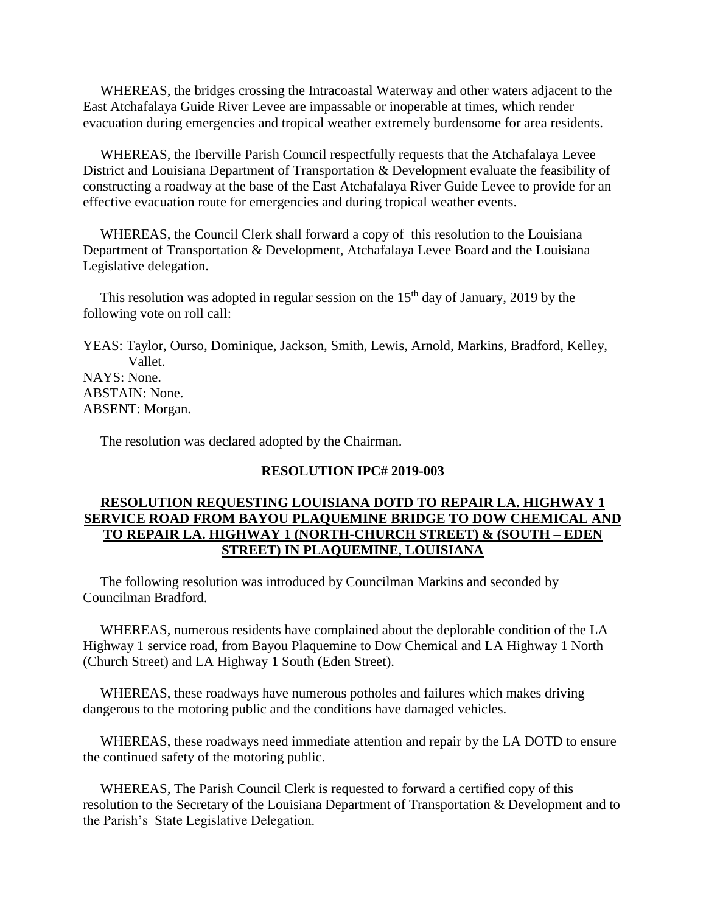WHEREAS, the bridges crossing the Intracoastal Waterway and other waters adjacent to the East Atchafalaya Guide River Levee are impassable or inoperable at times, which render evacuation during emergencies and tropical weather extremely burdensome for area residents.

WHEREAS, the Iberville Parish Council respectfully requests that the Atchafalaya Levee District and Louisiana Department of Transportation & Development evaluate the feasibility of constructing a roadway at the base of the East Atchafalaya River Guide Levee to provide for an effective evacuation route for emergencies and during tropical weather events.

WHEREAS, the Council Clerk shall forward a copy of this resolution to the Louisiana Department of Transportation & Development, Atchafalaya Levee Board and the Louisiana Legislative delegation.

This resolution was adopted in regular session on the 15th day of January, 2019 by the following vote on roll call:

YEAS: Taylor, Ourso, Dominique, Jackson, Smith, Lewis, Arnold, Markins, Bradford, Kelley, Vallet.
NAYS: None.
ABSTAIN: None.
ABSENT: Morgan.

The resolution was declared adopted by the Chairman.

**RESOLUTION IPC# 2019-003**

**RESOLUTION REQUESTING LOUISIANA DOTD TO REPAIR LA. HIGHWAY 1 SERVICE ROAD FROM BAYOU PLAQUEMINE BRIDGE TO DOW CHEMICAL AND TO REPAIR LA. HIGHWAY 1 (NORTH-CHURCH STREET) & (SOUTH – EDEN STREET) IN PLAQUEMINE, LOUISIANA**

The following resolution was introduced by Councilman Markins and seconded by Councilman Bradford.

WHEREAS, numerous residents have complained about the deplorable condition of the LA Highway 1 service road, from Bayou Plaquemine to Dow Chemical and LA Highway 1 North (Church Street) and LA Highway 1 South (Eden Street).

WHEREAS, these roadways have numerous potholes and failures which makes driving dangerous to the motoring public and the conditions have damaged vehicles.

WHEREAS, these roadways need immediate attention and repair by the LA DOTD to ensure the continued safety of the motoring public.

WHEREAS, The Parish Council Clerk is requested to forward a certified copy of this resolution to the Secretary of the Louisiana Department of Transportation & Development and to the Parish's State Legislative Delegation.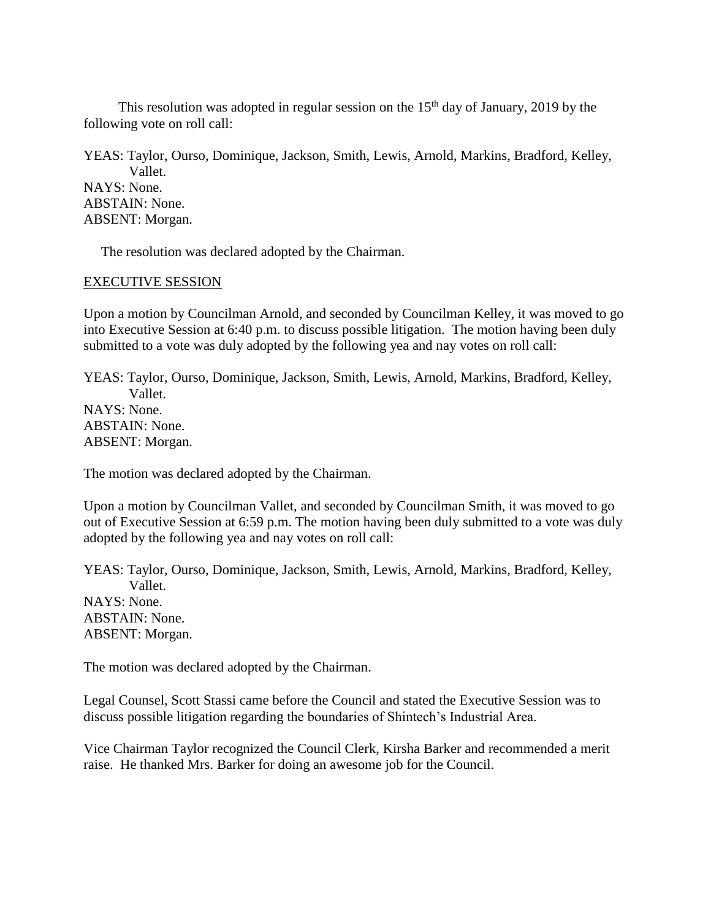This resolution was adopted in regular session on the 15th day of January, 2019 by the following vote on roll call:

YEAS: Taylor, Ourso, Dominique, Jackson, Smith, Lewis, Arnold, Markins, Bradford, Kelley, Vallet.
NAYS: None.
ABSTAIN: None.
ABSENT: Morgan.

The resolution was declared adopted by the Chairman.

EXECUTIVE SESSION

Upon a motion by Councilman Arnold, and seconded by Councilman Kelley, it was moved to go into Executive Session at 6:40 p.m. to discuss possible litigation. The motion having been duly submitted to a vote was duly adopted by the following yea and nay votes on roll call:

YEAS: Taylor, Ourso, Dominique, Jackson, Smith, Lewis, Arnold, Markins, Bradford, Kelley, Vallet.
NAYS: None.
ABSTAIN: None.
ABSENT: Morgan.

The motion was declared adopted by the Chairman.

Upon a motion by Councilman Vallet, and seconded by Councilman Smith, it was moved to go out of Executive Session at 6:59 p.m. The motion having been duly submitted to a vote was duly adopted by the following yea and nay votes on roll call:

YEAS: Taylor, Ourso, Dominique, Jackson, Smith, Lewis, Arnold, Markins, Bradford, Kelley, Vallet.
NAYS: None.
ABSTAIN: None.
ABSENT: Morgan.

The motion was declared adopted by the Chairman.

Legal Counsel, Scott Stassi came before the Council and stated the Executive Session was to discuss possible litigation regarding the boundaries of Shintech's Industrial Area.

Vice Chairman Taylor recognized the Council Clerk, Kirsha Barker and recommended a merit raise. He thanked Mrs. Barker for doing an awesome job for the Council.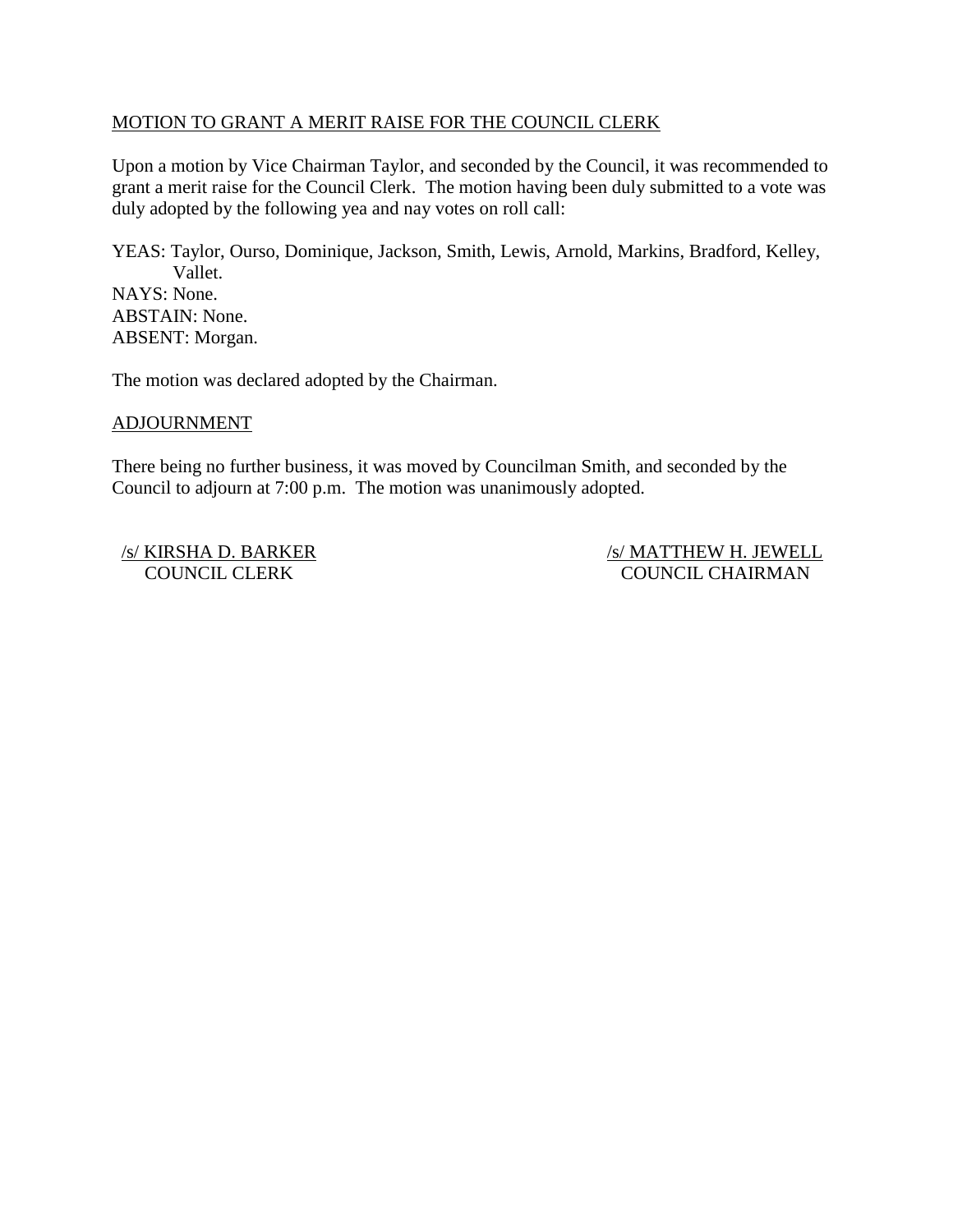<u>MOTION TO GRANT A MERIT RAISE FOR THE COUNCIL CLERK</u>

Upon a motion by Vice Chairman Taylor, and seconded by the Council, it was recommended to grant a merit raise for the Council Clerk. The motion having been duly submitted to a vote was duly adopted by the following yea and nay votes on roll call:

YEAS: Taylor, Ourso, Dominique, Jackson, Smith, Lewis, Arnold, Markins, Bradford, Kelley, Vallet.
NAYS: None.
ABSTAIN: None.
ABSENT: Morgan.

The motion was declared adopted by the Chairman.

<u>ADJOURNMENT</u>

There being no further business, it was moved by Councilman Smith, and seconded by the Council to adjourn at 7:00 p.m. The motion was unanimously adopted.

<u>/s/ KIRSHA D. BARKER</u>
COUNCIL CLERK

<u>/s/ MATTHEW H. JEWELL</u>
COUNCIL CHAIRMAN